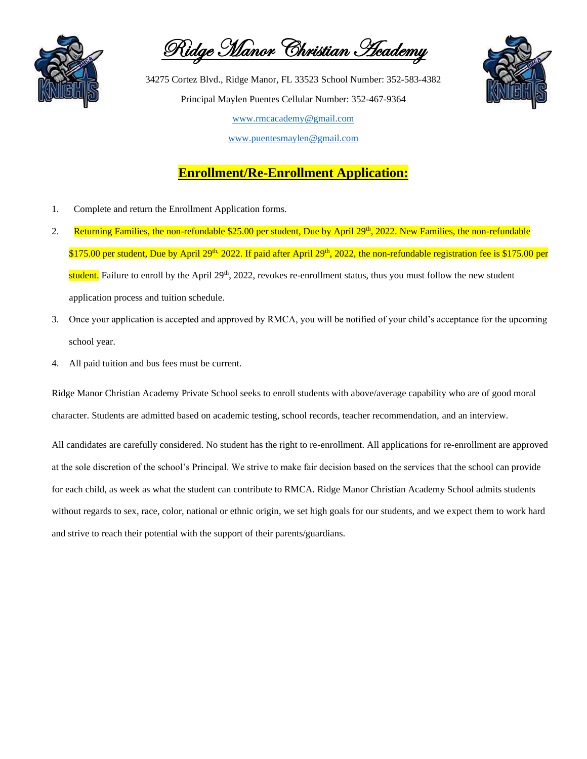# Ridge Manor Christian Academy

34275 Cortez Blvd., Ridge Manor, FL 33523 School Number: 352-583-4382

Principal Maylen Puentes Cellular Number: 352-467-9364

www.rmcacademy@gmail.com

www.puentesmaylen@gmail.com

## Enrollment/Re-Enrollment Application:

1. Complete and return the Enrollment Application forms.
2. Returning Families, the non-refundable $25.00 per student, Due by April 29th, 2022. New Families, the non-refundable $175.00 per student, Due by April 29th, 2022. If paid after April 29th, 2022, the non-refundable registration fee is $175.00 per student. Failure to enroll by the April 29th, 2022, revokes re-enrollment status, thus you must follow the new student application process and tuition schedule.
3. Once your application is accepted and approved by RMCA, you will be notified of your child's acceptance for the upcoming school year.
4. All paid tuition and bus fees must be current.

Ridge Manor Christian Academy Private School seeks to enroll students with above/average capability who are of good moral character. Students are admitted based on academic testing, school records, teacher recommendation, and an interview.

All candidates are carefully considered. No student has the right to re-enrollment. All applications for re-enrollment are approved at the sole discretion of the school's Principal. We strive to make fair decision based on the services that the school can provide for each child, as week as what the student can contribute to RMCA. Ridge Manor Christian Academy School admits students without regards to sex, race, color, national or ethnic origin, we set high goals for our students, and we expect them to work hard and strive to reach their potential with the support of their parents/guardians.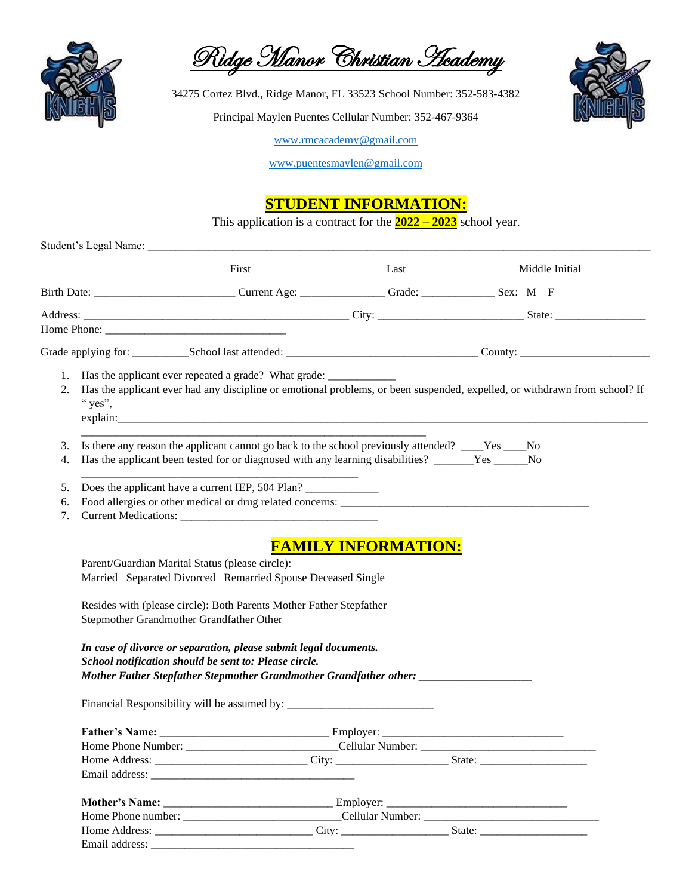# Ridge Manor Christian Academy

34275 Cortez Blvd., Ridge Manor, FL 33523 School Number: 352-583-4382

Principal Maylen Puentes Cellular Number: 352-467-9364

www.rmcacademy@gmail.com

www.puentesmaylen@gmail.com

## STUDENT INFORMATION:

This application is a contract for the **2022 – 2023** school year.

Student's Legal Name: ______________________________________________________________________

First Last Middle Initial

Birth Date: ________________________ Current Age: ______________ Grade: ____________ Sex: M F

Address: _____________________________________________ City: ________________________ State: _______________

Home Phone: ______________________________

Grade applying for: _________School last attended: ________________________________ County: ______________________

1. Has the applicant ever repeated a grade? What grade: ___________
2. Has the applicant ever had any discipline or emotional problems, or been suspended, expelled, or withdrawn from school? If " yes", explain:________________________________________________________________________________________
   __________________________________________________________
3. Is there any reason the applicant cannot go back to the school previously attended? ____Yes ____No
4. Has the applicant been tested for or diagnosed with any learning disabilities? _______Yes ______No
   ______________________________________________
5. Does the applicant have a current IEP, 504 Plan? ____________
6. Food allergies or other medical or drug related concerns: __________________________________________
7. Current Medications: _________________________________

## FAMILY INFORMATION:

Parent/Guardian Marital Status (please circle):
Married Separated Divorced Remarried Spouse Deceased Single

Resides with (please circle): Both Parents Mother Father Stepfather
Stepmother Grandmother Grandfather Other

***In case of divorce or separation, please submit legal documents.***
***School notification should be sent to: Please circle.***
***Mother Father Stepfather Stepmother Grandmother Grandfather other: ___________________***

Financial Responsibility will be assumed by: _________________________

**Father's Name:** ____________________________ Employer: ______________________________
Home Phone Number: _________________________Cellular Number: ______________________________
Home Address: _________________________ City: ___________________ State: __________________
Email address: __________________________________

**Mother's Name:** ____________________________ Employer: ______________________________
Home Phone number: ___________________________Cellular Number: ______________________________
Home Address: __________________________ City: __________________ State: __________________
Email address: __________________________________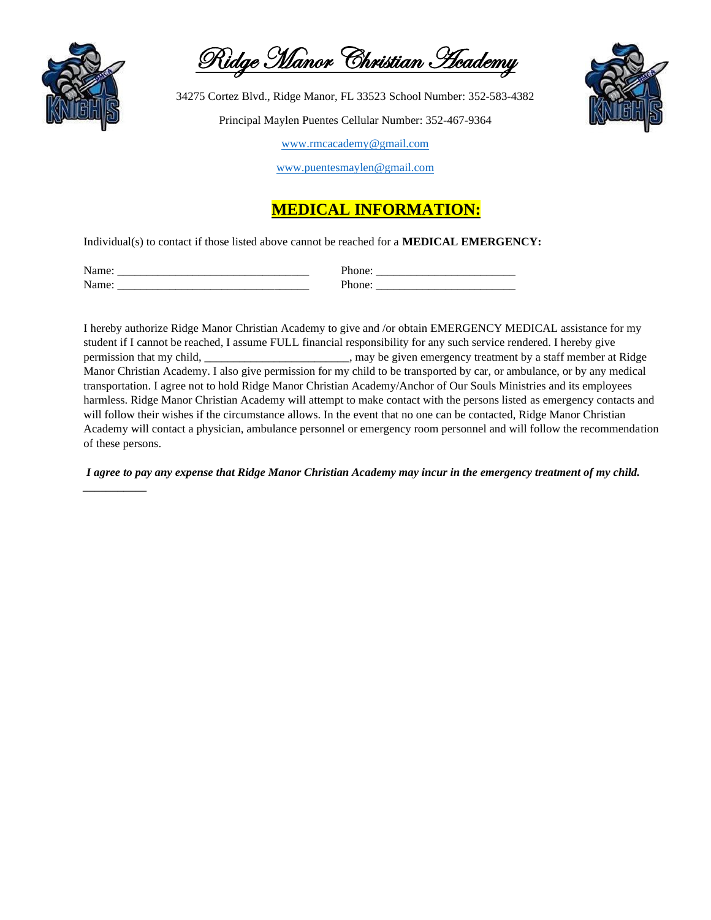# Ridge Manor Christian Academy

34275 Cortez Blvd., Ridge Manor, FL 33523 School Number: 352-583-4382

Principal Maylen Puentes Cellular Number: 352-467-9364

www.rmcacademy@gmail.com

www.puentesmaylen@gmail.com

## MEDICAL INFORMATION:

Individual(s) to contact if those listed above cannot be reached for a **MEDICAL EMERGENCY:**

Name: _________________________________ Phone: ________________________

Name: _________________________________ Phone: ________________________

I hereby authorize Ridge Manor Christian Academy to give and /or obtain EMERGENCY MEDICAL assistance for my student if I cannot be reached, I assume FULL financial responsibility for any such service rendered. I hereby give permission that my child, _________________________, may be given emergency treatment by a staff member at Ridge Manor Christian Academy. I also give permission for my child to be transported by car, or ambulance, or by any medical transportation. I agree not to hold Ridge Manor Christian Academy/Anchor of Our Souls Ministries and its employees harmless. Ridge Manor Christian Academy will attempt to make contact with the persons listed as emergency contacts and will follow their wishes if the circumstance allows. In the event that no one can be contacted, Ridge Manor Christian Academy will contact a physician, ambulance personnel or emergency room personnel and will follow the recommendation of these persons.

***I agree to pay any expense that Ridge Manor Christian Academy may incur in the emergency treatment of my child.*** __________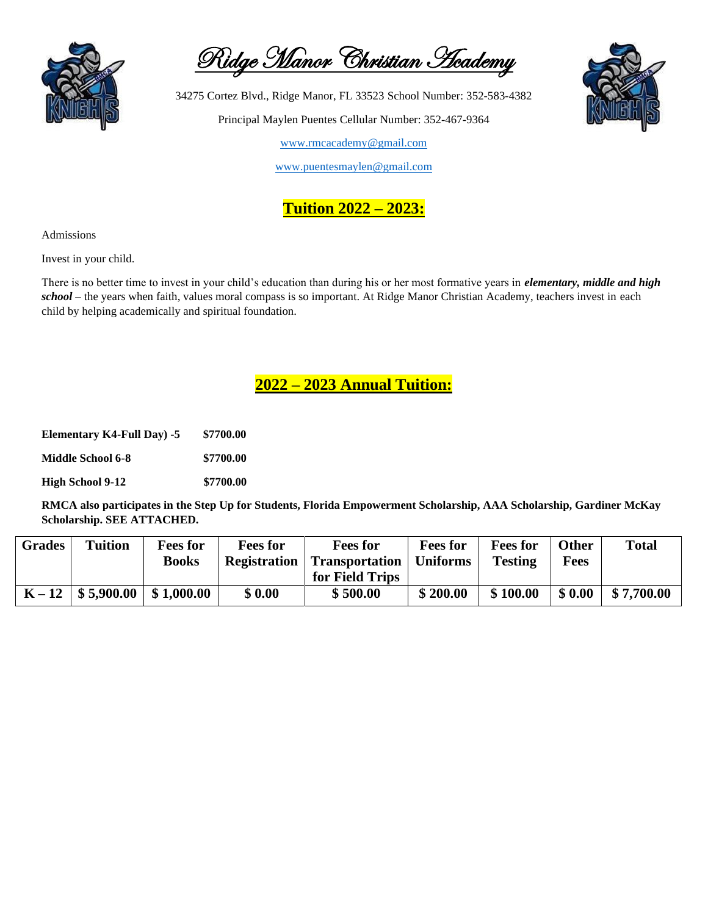# Ridge Manor Christian Academy

34275 Cortez Blvd., Ridge Manor, FL 33523 School Number: 352-583-4382

Principal Maylen Puentes Cellular Number: 352-467-9364

www.rmcacademy@gmail.com

www.puentesmaylen@gmail.com

## Tuition 2022 – 2023:

Admissions

Invest in your child.

There is no better time to invest in your child's education than during his or her most formative years in ***elementary, middle and high school*** – the years when faith, values moral compass is so important. At Ridge Manor Christian Academy, teachers invest in each child by helping academically and spiritual foundation.

## 2022 – 2023 Annual Tuition:

**Elementary K4-Full Day) -5** **$7700.00**

**Middle School 6-8** **$7700.00**

**High School 9-12** **$7700.00**

**RMCA also participates in the Step Up for Students, Florida Empowerment Scholarship, AAA Scholarship, Gardiner McKay Scholarship. SEE ATTACHED.**

| Grades | Tuition | Fees for Books | Fees for Registration | Fees for Transportation for Field Trips | Fees for Uniforms | Fees for Testing | Other Fees | Total |
|---|---|---|---|---|---|---|---|---|
| K – 12 | $ 5,900.00 | $ 1,000.00 | $ 0.00 | $ 500.00 | $ 200.00 | $ 100.00 | $ 0.00 | $ 7,700.00 |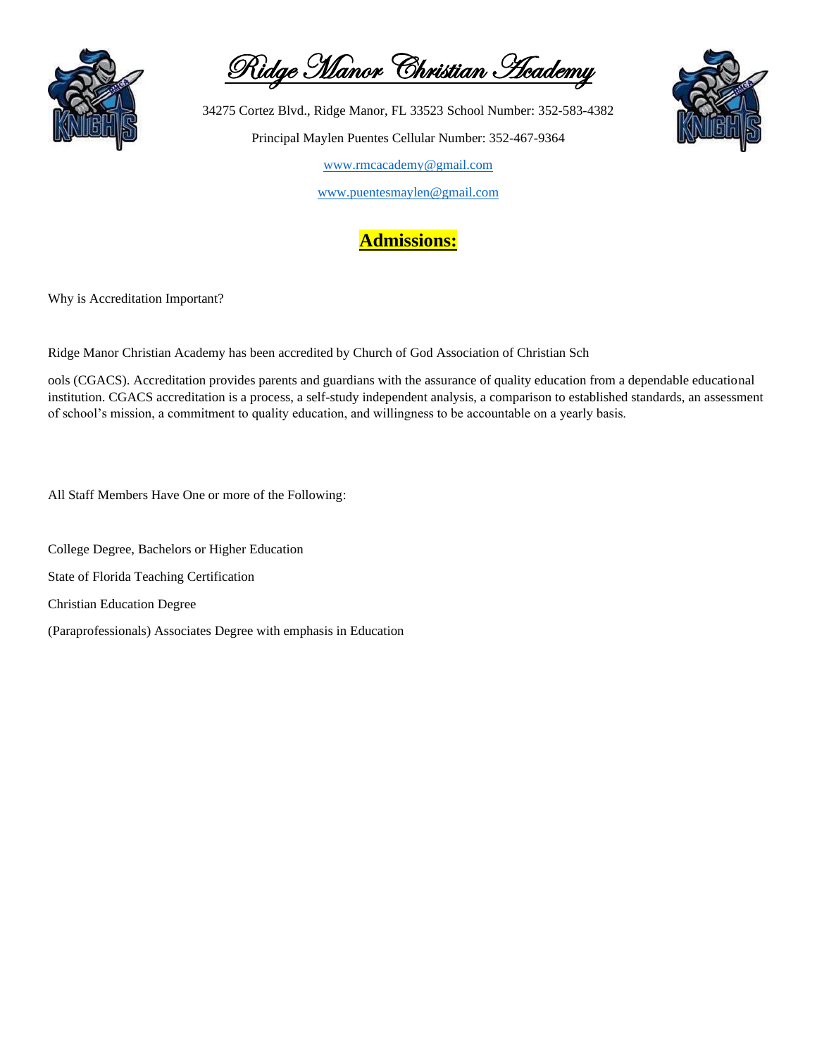# Ridge Manor Christian Academy

34275 Cortez Blvd., Ridge Manor, FL 33523 School Number: 352-583-4382

Principal Maylen Puentes Cellular Number: 352-467-9364

www.rmcacademy@gmail.com

www.puentesmaylen@gmail.com

## Admissions:

Why is Accreditation Important?

Ridge Manor Christian Academy has been accredited by Church of God Association of Christian Sch

ools (CGACS). Accreditation provides parents and guardians with the assurance of quality education from a dependable educational institution. CGACS accreditation is a process, a self-study independent analysis, a comparison to established standards, an assessment of school's mission, a commitment to quality education, and willingness to be accountable on a yearly basis.

All Staff Members Have One or more of the Following:

College Degree, Bachelors or Higher Education

State of Florida Teaching Certification

Christian Education Degree

(Paraprofessionals) Associates Degree with emphasis in Education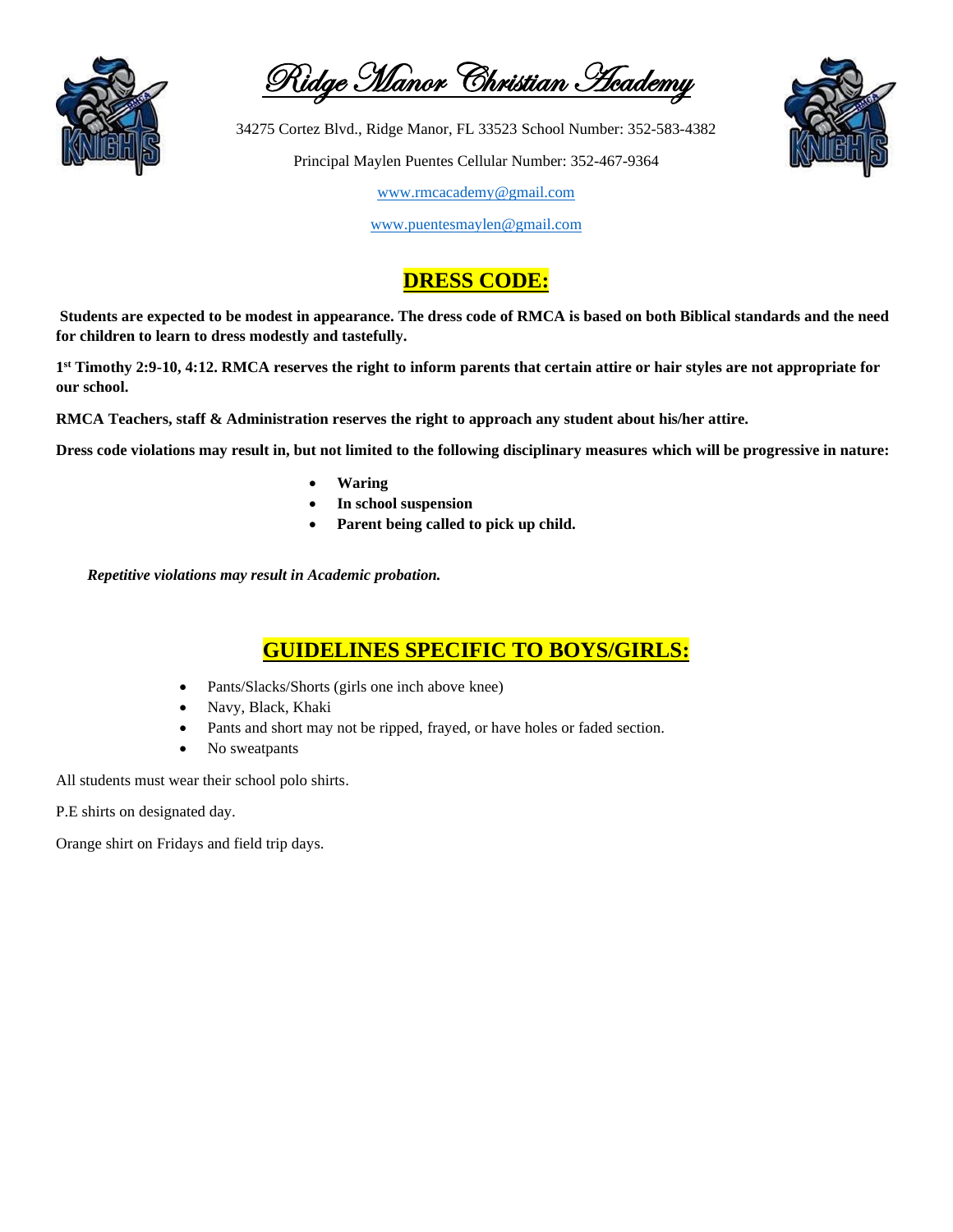# Ridge Manor Christian Academy

34275 Cortez Blvd., Ridge Manor, FL 33523 School Number: 352-583-4382

Principal Maylen Puentes Cellular Number: 352-467-9364

www.rmcacademy@gmail.com

www.puentesmaylen@gmail.com

## DRESS CODE:

**Students are expected to be modest in appearance. The dress code of RMCA is based on both Biblical standards and the need for children to learn to dress modestly and tastefully.**

**1st Timothy 2:9-10, 4:12. RMCA reserves the right to inform parents that certain attire or hair styles are not appropriate for our school.**

**RMCA Teachers, staff & Administration reserves the right to approach any student about his/her attire.**

**Dress code violations may result in, but not limited to the following disciplinary measures which will be progressive in nature:**

- **Waring**
- **In school suspension**
- **Parent being called to pick up child.**

***Repetitive violations may result in Academic probation.***

## GUIDELINES SPECIFIC TO BOYS/GIRLS:

- Pants/Slacks/Shorts (girls one inch above knee)
- Navy, Black, Khaki
- Pants and short may not be ripped, frayed, or have holes or faded section.
- No sweatpants

All students must wear their school polo shirts.

P.E shirts on designated day.

Orange shirt on Fridays and field trip days.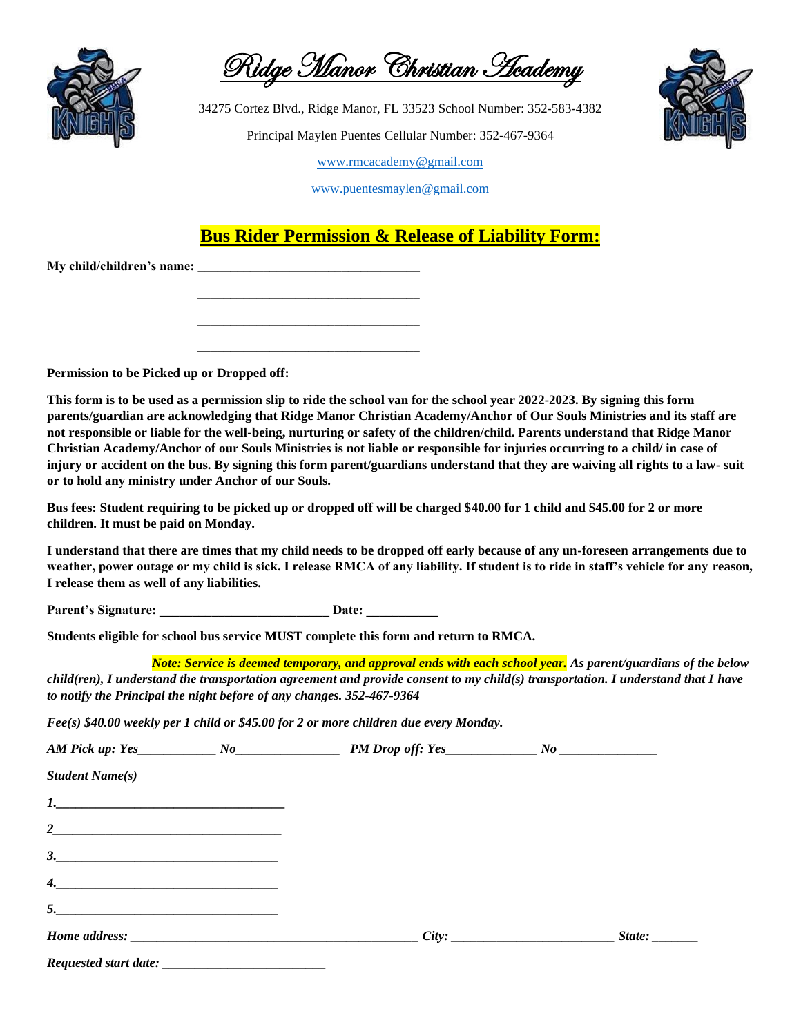# Ridge Manor Christian Academy

34275 Cortez Blvd., Ridge Manor, FL 33523 School Number: 352-583-4382

Principal Maylen Puentes Cellular Number: 352-467-9364

www.rmcacademy@gmail.com

www.puentesmaylen@gmail.com

## Bus Rider Permission & Release of Liability Form:

**My child/children's name:** ________________________________

________________________________

________________________________

________________________________

**Permission to be Picked up or Dropped off:**

**This form is to be used as a permission slip to ride the school van for the school year 2022-2023. By signing this form parents/guardian are acknowledging that Ridge Manor Christian Academy/Anchor of Our Souls Ministries and its staff are not responsible or liable for the well-being, nurturing or safety of the children/child. Parents understand that Ridge Manor Christian Academy/Anchor of our Souls Ministries is not liable or responsible for injuries occurring to a child/ in case of injury or accident on the bus. By signing this form parent/guardians understand that they are waiving all rights to a law- suit or to hold any ministry under Anchor of our Souls.**

**Bus fees: Student requiring to be picked up or dropped off will be charged $40.00 for 1 child and $45.00 for 2 or more children. It must be paid on Monday.**

**I understand that there are times that my child needs to be dropped off early because of any un-foreseen arrangements due to weather, power outage or my child is sick. I release RMCA of any liability. If student is to ride in staff's vehicle for any reason, I release them as well of any liabilities.**

**Parent's Signature:** ________________________ **Date:** __________

**Students eligible for school bus service MUST complete this form and return to RMCA.**

***Note: Service is deemed temporary, and approval ends with each school year.*** *As parent/guardians of the below child(ren), I understand the transportation agreement and provide consent to my child(s) transportation. I understand that I have to notify the Principal the night before of any changes. 352-467-9364*

*Fee(s) $40.00 weekly per 1 child or $45.00 for 2 or more children due every Monday.*

*AM Pick up: Yes___________ No_______________ PM Drop off: Yes_____________ No ______________*

*Student Name(s)*

*1.*________________________________

*2*________________________________

*3.*________________________________

*4.*________________________________

*5.*________________________________

*Home address:* ________________________________________ *City:* ______________________ *State:* _______

*Requested start date:* ________________________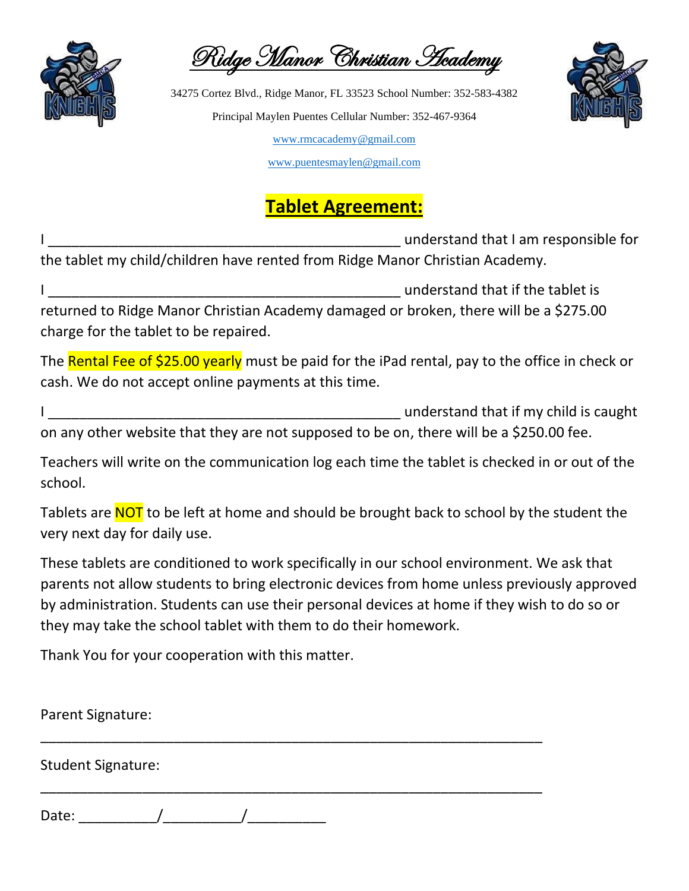# Ridge Manor Christian Academy

34275 Cortez Blvd., Ridge Manor, FL 33523 School Number: 352-583-4382

Principal Maylen Puentes Cellular Number: 352-467-9364

www.rmcacademy@gmail.com

www.puentesmaylen@gmail.com

## Tablet Agreement:

I _______________________________________________ understand that I am responsible for the tablet my child/children have rented from Ridge Manor Christian Academy.

I _______________________________________________ understand that if the tablet is returned to Ridge Manor Christian Academy damaged or broken, there will be a $275.00 charge for the tablet to be repaired.

The Rental Fee of $25.00 yearly must be paid for the iPad rental, pay to the office in check or cash. We do not accept online payments at this time.

I _______________________________________________ understand that if my child is caught on any other website that they are not supposed to be on, there will be a $250.00 fee.

Teachers will write on the communication log each time the tablet is checked in or out of the school.

Tablets are NOT to be left at home and should be brought back to school by the student the very next day for daily use.

These tablets are conditioned to work specifically in our school environment. We ask that parents not allow students to bring electronic devices from home unless previously approved by administration. Students can use their personal devices at home if they wish to do so or they may take the school tablet with them to do their homework.

Thank You for your cooperation with this matter.

Parent Signature:

_____________________________________________________________

Student Signature:

_____________________________________________________________

Date: __________/__________/__________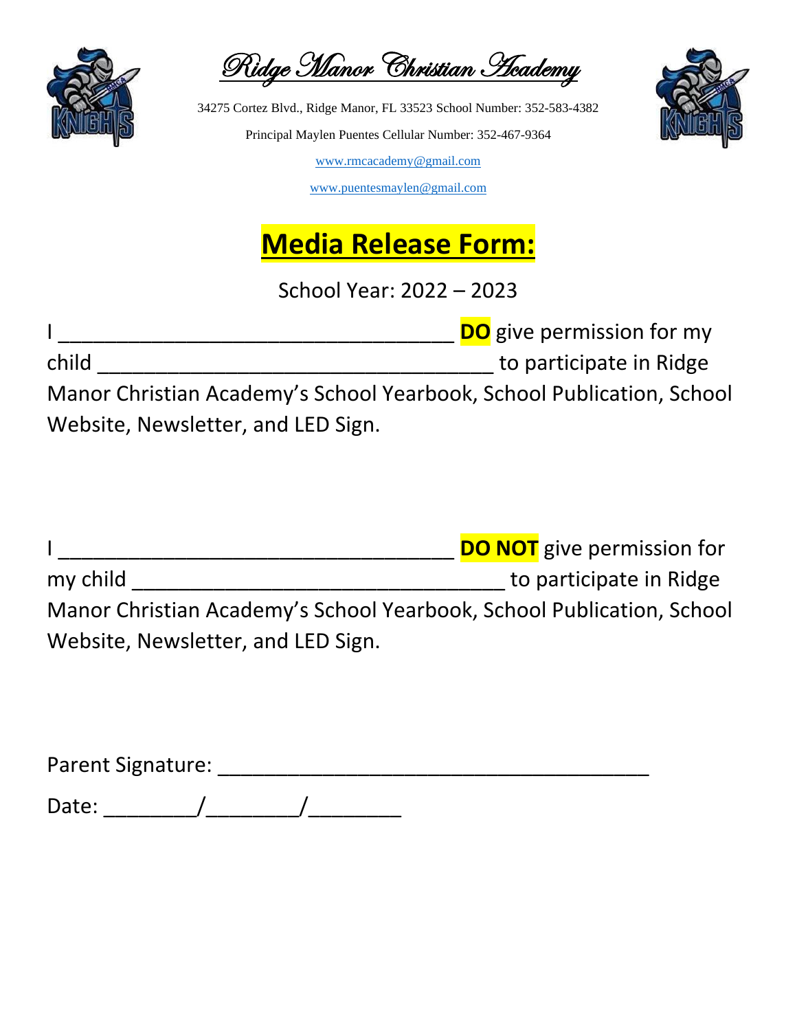# Ridge Manor Christian Academy

34275 Cortez Blvd., Ridge Manor, FL 33523 School Number: 352-583-4382

Principal Maylen Puentes Cellular Number: 352-467-9364

www.rmcacademy@gmail.com

www.puentesmaylen@gmail.com

## Media Release Form:

School Year: 2022 – 2023

I ________________________________ **DO** give permission for my child ________________________________ to participate in Ridge Manor Christian Academy's School Yearbook, School Publication, School Website, Newsletter, and LED Sign.

I ________________________________ **DO NOT** give permission for my child ________________________________ to participate in Ridge Manor Christian Academy's School Yearbook, School Publication, School Website, Newsletter, and LED Sign.

Parent Signature: ____________________________________

Date: ________/________/________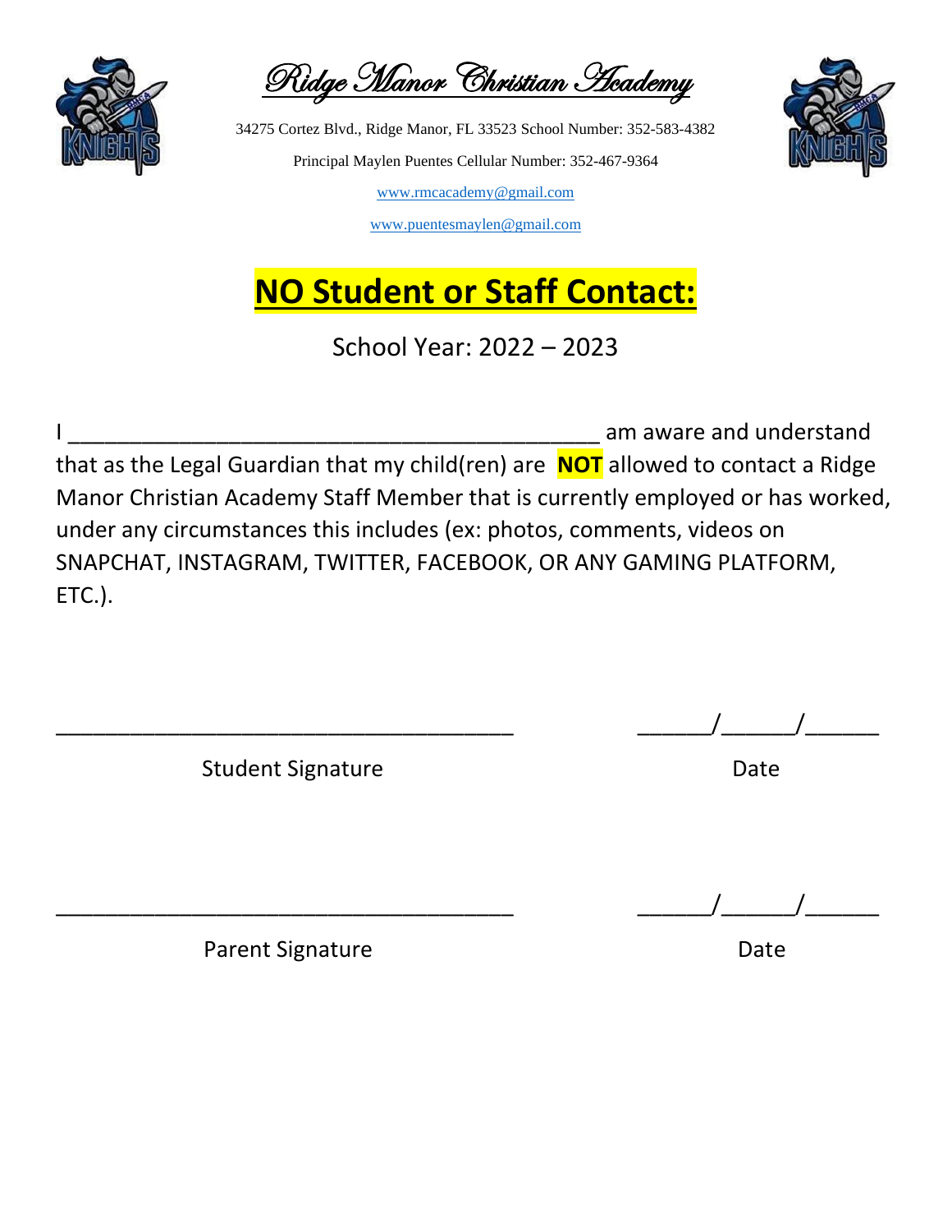# Ridge Manor Christian Academy

34275 Cortez Blvd., Ridge Manor, FL 33523 School Number: 352-583-4382

Principal Maylen Puentes Cellular Number: 352-467-9364

www.rmcacademy@gmail.com

www.puentesmaylen@gmail.com

## NO Student or Staff Contact:

School Year: 2022 – 2023

I _____________________________________________ am aware and understand that as the Legal Guardian that my child(ren) are **NOT** allowed to contact a Ridge Manor Christian Academy Staff Member that is currently employed or has worked, under any circumstances this includes (ex: photos, comments, videos on SNAPCHAT, INSTAGRAM, TWITTER, FACEBOOK, OR ANY GAMING PLATFORM, ETC.).

______________________________________ ______/______/______

Student Signature Date

______________________________________ ______/______/______

Parent Signature Date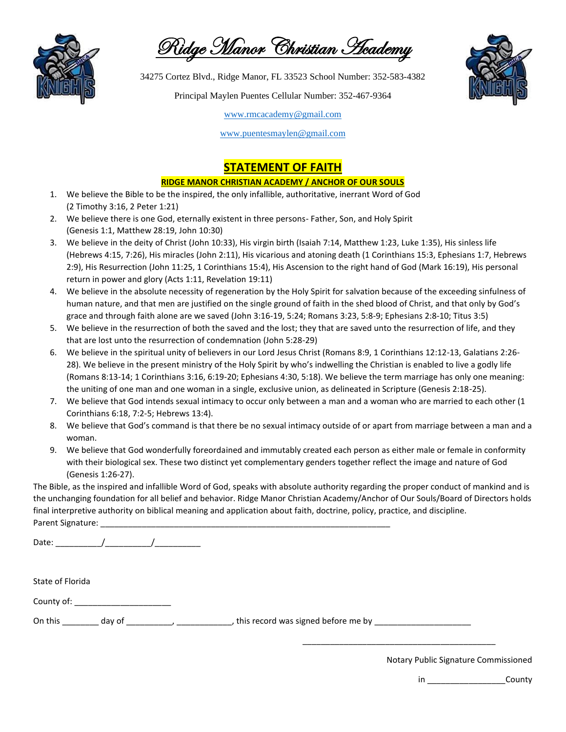# Ridge Manor Christian Academy

34275 Cortez Blvd., Ridge Manor, FL 33523 School Number: 352-583-4382

Principal Maylen Puentes Cellular Number: 352-467-9364

www.rmcacademy@gmail.com

www.puentesmaylen@gmail.com

## STATEMENT OF FAITH

### RIDGE MANOR CHRISTIAN ACADEMY / ANCHOR OF OUR SOULS

1. We believe the Bible to be the inspired, the only infallible, authoritative, inerrant Word of God (2 Timothy 3:16, 2 Peter 1:21)
2. We believe there is one God, eternally existent in three persons- Father, Son, and Holy Spirit (Genesis 1:1, Matthew 28:19, John 10:30)
3. We believe in the deity of Christ (John 10:33), His virgin birth (Isaiah 7:14, Matthew 1:23, Luke 1:35), His sinless life (Hebrews 4:15, 7:26), His miracles (John 2:11), His vicarious and atoning death (1 Corinthians 15:3, Ephesians 1:7, Hebrews 2:9), His Resurrection (John 11:25, 1 Corinthians 15:4), His Ascension to the right hand of God (Mark 16:19), His personal return in power and glory (Acts 1:11, Revelation 19:11)
4. We believe in the absolute necessity of regeneration by the Holy Spirit for salvation because of the exceeding sinfulness of human nature, and that men are justified on the single ground of faith in the shed blood of Christ, and that only by God's grace and through faith alone are we saved (John 3:16-19, 5:24; Romans 3:23, 5:8-9; Ephesians 2:8-10; Titus 3:5)
5. We believe in the resurrection of both the saved and the lost; they that are saved unto the resurrection of life, and they that are lost unto the resurrection of condemnation (John 5:28-29)
6. We believe in the spiritual unity of believers in our Lord Jesus Christ (Romans 8:9, 1 Corinthians 12:12-13, Galatians 2:26-28). We believe in the present ministry of the Holy Spirit by who's indwelling the Christian is enabled to live a godly life (Romans 8:13-14; 1 Corinthians 3:16, 6:19-20; Ephesians 4:30, 5:18). We believe the term marriage has only one meaning: the uniting of one man and one woman in a single, exclusive union, as delineated in Scripture (Genesis 2:18-25).
7. We believe that God intends sexual intimacy to occur only between a man and a woman who are married to each other (1 Corinthians 6:18, 7:2-5; Hebrews 13:4).
8. We believe that God's command is that there be no sexual intimacy outside of or apart from marriage between a man and a woman.
9. We believe that God wonderfully foreordained and immutably created each person as either male or female in conformity with their biological sex. These two distinct yet complementary genders together reflect the image and nature of God (Genesis 1:26-27).

The Bible, as the inspired and infallible Word of God, speaks with absolute authority regarding the proper conduct of mankind and is the unchanging foundation for all belief and behavior. Ridge Manor Christian Academy/Anchor of Our Souls/Board of Directors holds final interpretive authority on biblical meaning and application about faith, doctrine, policy, practice, and discipline.

Parent Signature: ____________________________________________________________

Date: __________/__________/__________

State of Florida

County of: _____________________

On this ________ day of __________, ____________, this record was signed before me by _____________________

_____________________________________________

Notary Public Signature Commissioned

in _________________County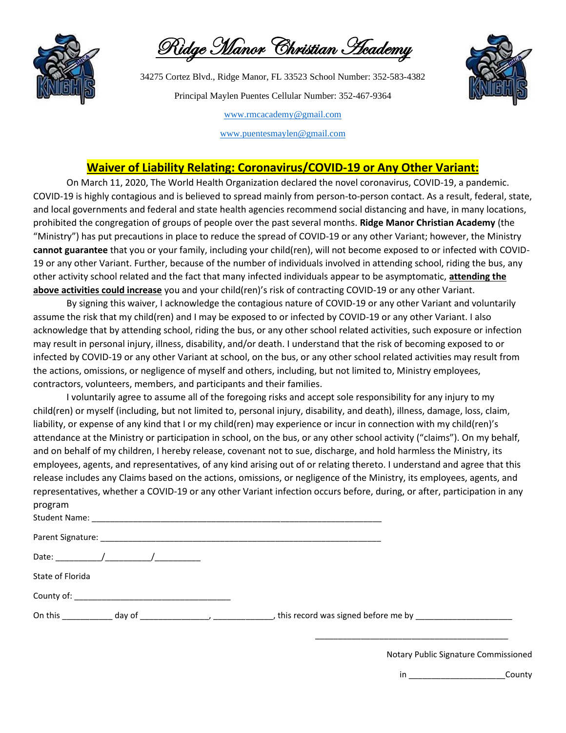# Ridge Manor Christian Academy

34275 Cortez Blvd., Ridge Manor, FL 33523 School Number: 352-583-4382

Principal Maylen Puentes Cellular Number: 352-467-9364

www.rmcacademy@gmail.com

www.puentesmaylen@gmail.com

## Waiver of Liability Relating: Coronavirus/COVID-19 or Any Other Variant:

On March 11, 2020, The World Health Organization declared the novel coronavirus, COVID-19, a pandemic. COVID-19 is highly contagious and is believed to spread mainly from person-to-person contact. As a result, federal, state, and local governments and federal and state health agencies recommend social distancing and have, in many locations, prohibited the congregation of groups of people over the past several months. **Ridge Manor Christian Academy** (the "Ministry") has put precautions in place to reduce the spread of COVID-19 or any other Variant; however, the Ministry **cannot guarantee** that you or your family, including your child(ren), will not become exposed to or infected with COVID-19 or any other Variant. Further, because of the number of individuals involved in attending school, riding the bus, any other activity school related and the fact that many infected individuals appear to be asymptomatic, **attending the above activities could increase** you and your child(ren)'s risk of contracting COVID-19 or any other Variant.

By signing this waiver, I acknowledge the contagious nature of COVID-19 or any other Variant and voluntarily assume the risk that my child(ren) and I may be exposed to or infected by COVID-19 or any other Variant. I also acknowledge that by attending school, riding the bus, or any other school related activities, such exposure or infection may result in personal injury, illness, disability, and/or death. I understand that the risk of becoming exposed to or infected by COVID-19 or any other Variant at school, on the bus, or any other school related activities may result from the actions, omissions, or negligence of myself and others, including, but not limited to, Ministry employees, contractors, volunteers, members, and participants and their families.

I voluntarily agree to assume all of the foregoing risks and accept sole responsibility for any injury to my child(ren) or myself (including, but not limited to, personal injury, disability, and death), illness, damage, loss, claim, liability, or expense of any kind that I or my child(ren) may experience or incur in connection with my child(ren)'s attendance at the Ministry or participation in school, on the bus, or any other school activity ("claims"). On my behalf, and on behalf of my children, I hereby release, covenant not to sue, discharge, and hold harmless the Ministry, its employees, agents, and representatives, of any kind arising out of or relating thereto. I understand and agree that this release includes any Claims based on the actions, omissions, or negligence of the Ministry, its employees, agents, and representatives, whether a COVID-19 or any other Variant infection occurs before, during, or after, participation in any program

Student Name: ______________________________________________________________

Parent Signature: ____________________________________________________________

Date: __________/__________/__________

State of Florida

County of: __________________________________

On this ___________ day of _______________, _____________, this record was signed before me by _____________________

_____________________________________________

Notary Public Signature Commissioned

in _____________________County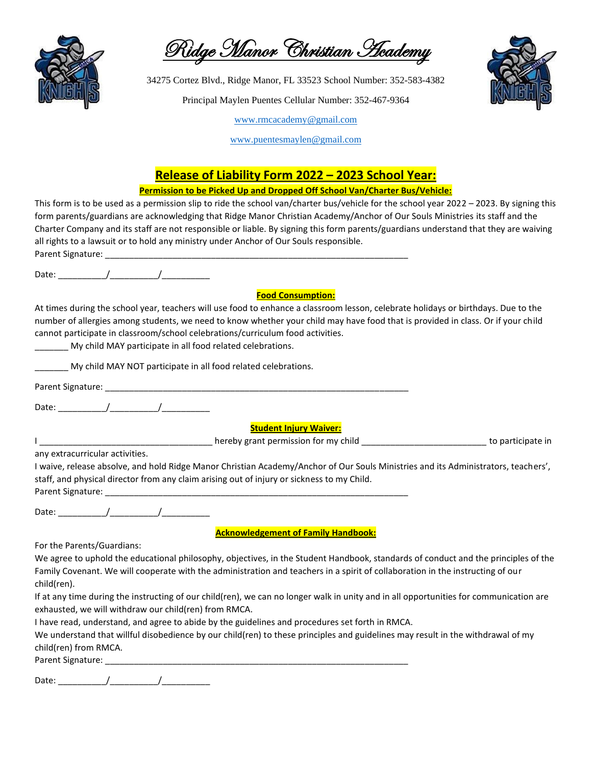# Ridge Manor Christian Academy

34275 Cortez Blvd., Ridge Manor, FL 33523 School Number: 352-583-4382

Principal Maylen Puentes Cellular Number: 352-467-9364

www.rmcacademy@gmail.com

www.puentesmaylen@gmail.com

## Release of Liability Form 2022 – 2023 School Year:

**Permission to be Picked Up and Dropped Off School Van/Charter Bus/Vehicle:**

This form is to be used as a permission slip to ride the school van/charter bus/vehicle for the school year 2022 – 2023. By signing this form parents/guardians are acknowledging that Ridge Manor Christian Academy/Anchor of Our Souls Ministries its staff and the Charter Company and its staff are not responsible or liable. By signing this form parents/guardians understand that they are waiving all rights to a lawsuit or to hold any ministry under Anchor of Our Souls responsible.

Parent Signature: ________________________________________________________________

Date: __________/__________/__________

**Food Consumption:**

At times during the school year, teachers will use food to enhance a classroom lesson, celebrate holidays or birthdays. Due to the number of allergies among students, we need to know whether your child may have food that is provided in class. Or if your child cannot participate in classroom/school celebrations/curriculum food activities.

_______ My child MAY participate in all food related celebrations.

_______ My child MAY NOT participate in all food related celebrations.

Parent Signature: ________________________________________________________________

Date: __________/__________/__________

**Student Injury Waiver:**

I ____________________________________ hereby grant permission for my child __________________________ to participate in any extracurricular activities.

I waive, release absolve, and hold Ridge Manor Christian Academy/Anchor of Our Souls Ministries and its Administrators, teachers', staff, and physical director from any claim arising out of injury or sickness to my Child.

Parent Signature: ________________________________________________________________

Date: __________/__________/__________

**Acknowledgement of Family Handbook:**

For the Parents/Guardians:

We agree to uphold the educational philosophy, objectives, in the Student Handbook, standards of conduct and the principles of the Family Covenant. We will cooperate with the administration and teachers in a spirit of collaboration in the instructing of our child(ren).

If at any time during the instructing of our child(ren), we can no longer walk in unity and in all opportunities for communication are exhausted, we will withdraw our child(ren) from RMCA.

I have read, understand, and agree to abide by the guidelines and procedures set forth in RMCA.

We understand that willful disobedience by our child(ren) to these principles and guidelines may result in the withdrawal of my child(ren) from RMCA.

Parent Signature: ________________________________________________________________

Date: __________/__________/__________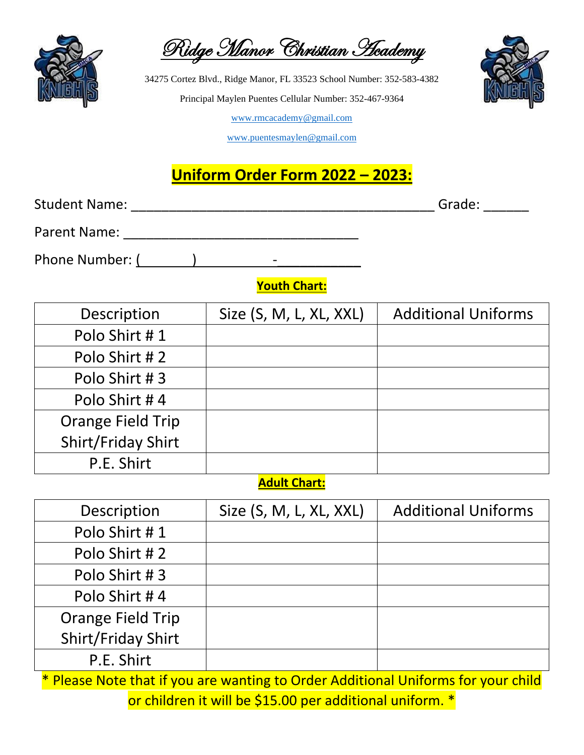# Ridge Manor Christian Academy

34275 Cortez Blvd., Ridge Manor, FL 33523 School Number: 352-583-4382

Principal Maylen Puentes Cellular Number: 352-467-9364

www.rmcacademy@gmail.com

www.puentesmaylen@gmail.com

## Uniform Order Form 2022 – 2023:

Student Name: __________________________________________ Grade: ______

Parent Name: ________________________________

Phone Number: (_______) __________-___________

**Youth Chart:**

| Description | Size (S, M, L, XL, XXL) | Additional Uniforms |
|---|---|---|
| Polo Shirt # 1 | | |
| Polo Shirt # 2 | | |
| Polo Shirt # 3 | | |
| Polo Shirt # 4 | | |
| Orange Field Trip Shirt/Friday Shirt | | |
| P.E. Shirt | | |

**Adult Chart:**

| Description | Size (S, M, L, XL, XXL) | Additional Uniforms |
|---|---|---|
| Polo Shirt # 1 | | |
| Polo Shirt # 2 | | |
| Polo Shirt # 3 | | |
| Polo Shirt # 4 | | |
| Orange Field Trip Shirt/Friday Shirt | | |
| P.E. Shirt | | |

* Please Note that if you are wanting to Order Additional Uniforms for your child or children it will be $15.00 per additional uniform. *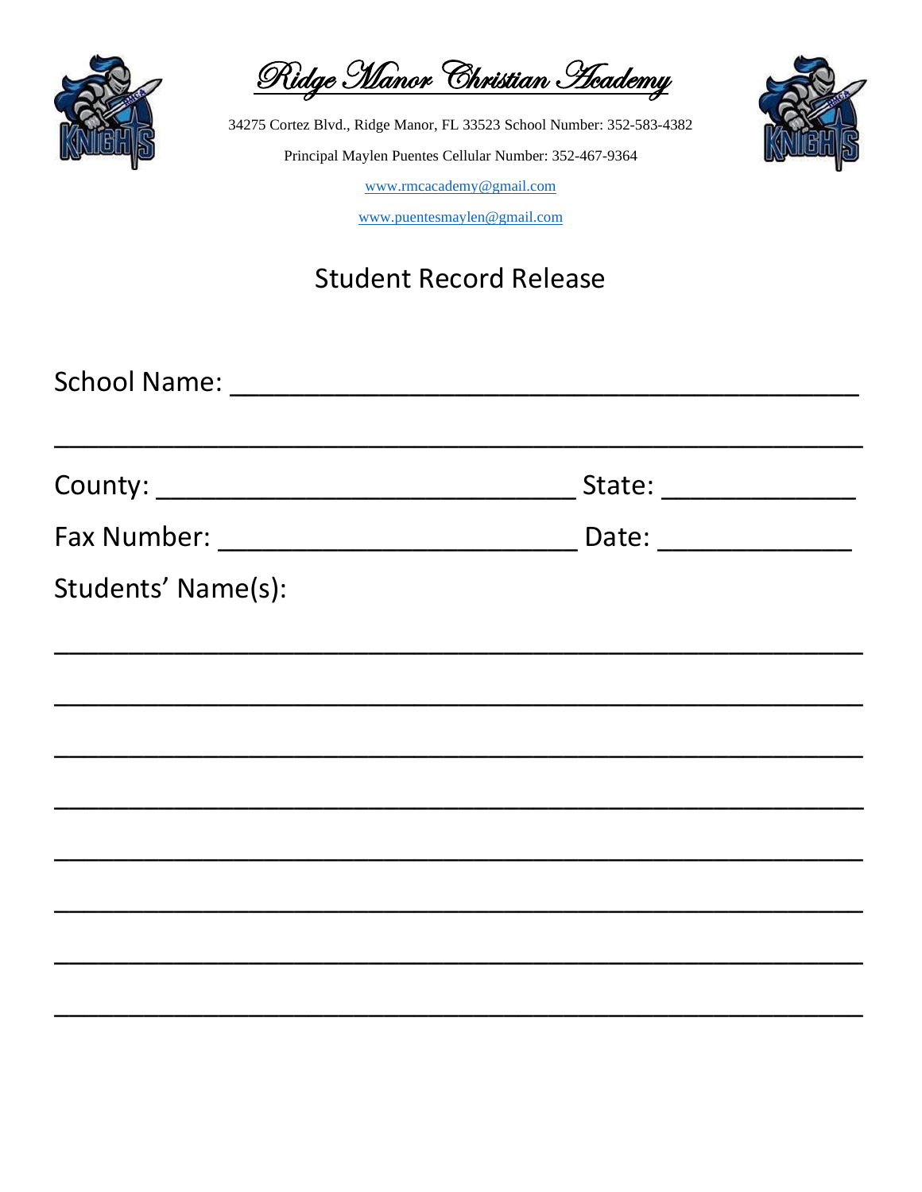# Ridge Manor Christian Academy

34275 Cortez Blvd., Ridge Manor, FL 33523 School Number: 352-583-4382

Principal Maylen Puentes Cellular Number: 352-467-9364

www.rmcacademy@gmail.com

www.puentesmaylen@gmail.com

## Student Record Release

School Name: ________________________________________

________________________________________________

County: ____________________________ State: _____________

Fax Number: ________________________ Date: _____________

Students' Name(s):

________________________________________________

________________________________________________

________________________________________________

________________________________________________

________________________________________________

________________________________________________

________________________________________________

________________________________________________